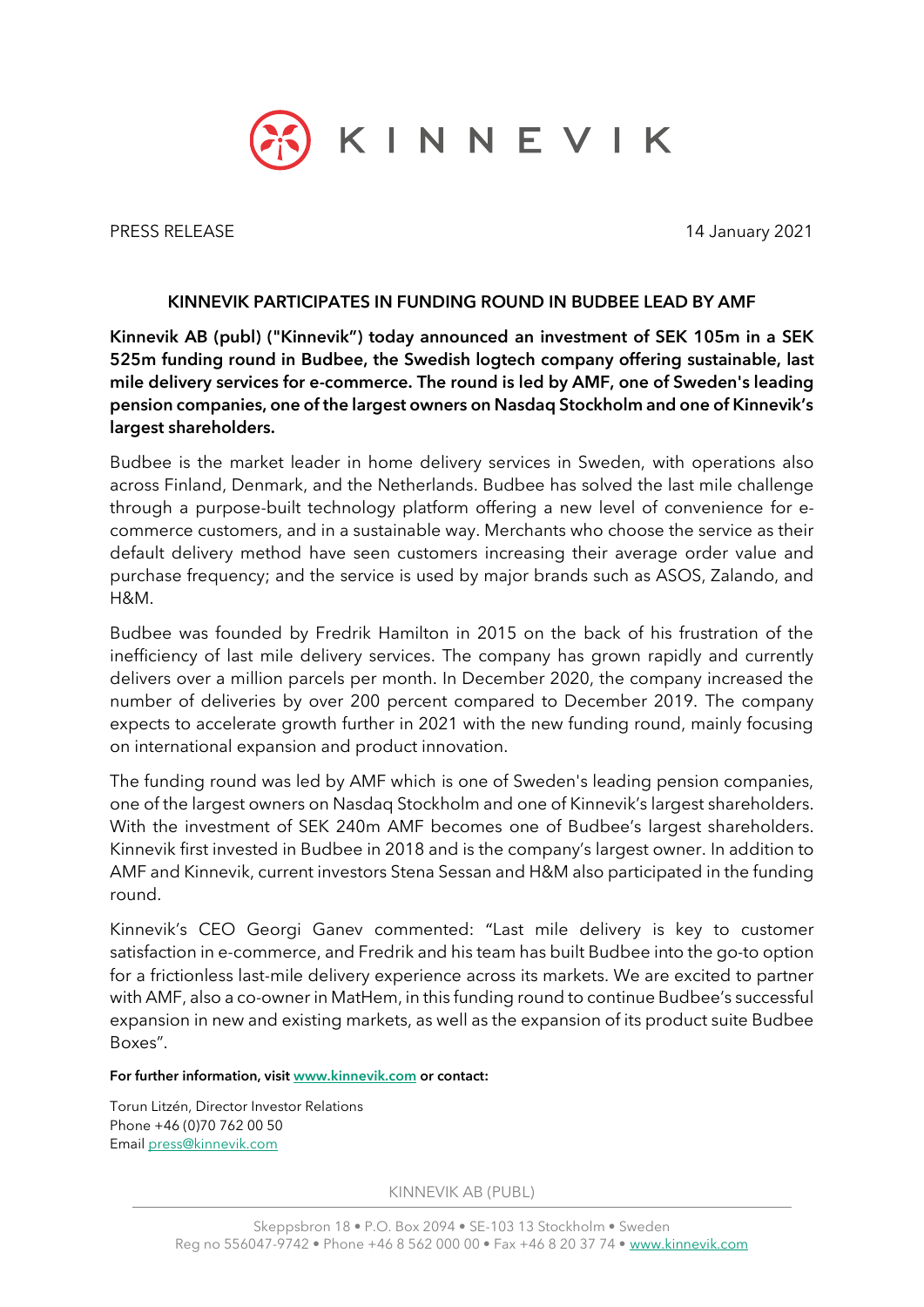PRESS RELEASE 14 January 2021

# KINNEVIK PARTICIPATES IN FUNDING ROUND IN BUDBEE LEAD BY AMF

**Kinnevik AB (publ) ("Kinnevik") today announced an investment of SEK 105m in a SEK 525m funding round in Budbee, the Swedish logtech company offering sustainable, last mile delivery services for e-commerce. The round is led by AMF, one of Sweden's leading pension companies, one of the largest owners on Nasdaq Stockholm and one of Kinnevik's largest shareholders.**

Budbee is the market leader in home delivery services in Sweden, with operations also across Finland, Denmark, and the Netherlands. Budbee has solved the last mile challenge through a purpose-built technology platform offering a new level of convenience for e-commerce customers, and in a sustainable way. Merchants who choose the service as their default delivery method have seen customers increasing their average order value and purchase frequency; and the service is used by major brands such as ASOS, Zalando, and H&M.

Budbee was founded by Fredrik Hamilton in 2015 on the back of his frustration of the inefficiency of last mile delivery services. The company has grown rapidly and currently delivers over a million parcels per month. In December 2020, the company increased the number of deliveries by over 200 percent compared to December 2019. The company expects to accelerate growth further in 2021 with the new funding round, mainly focusing on international expansion and product innovation.

The funding round was led by AMF which is one of Sweden's leading pension companies, one of the largest owners on Nasdaq Stockholm and one of Kinnevik's largest shareholders. With the investment of SEK 240m AMF becomes one of Budbee's largest shareholders. Kinnevik first invested in Budbee in 2018 and is the company's largest owner. In addition to AMF and Kinnevik, current investors Stena Sessan and H&M also participated in the funding round.

Kinnevik's CEO Georgi Ganev commented: "Last mile delivery is key to customer satisfaction in e-commerce, and Fredrik and his team has built Budbee into the go-to option for a frictionless last-mile delivery experience across its markets. We are excited to partner with AMF, also a co-owner in MatHem, in this funding round to continue Budbee's successful expansion in new and existing markets, as well as the expansion of its product suite Budbee Boxes".

**For further information, visit www.kinnevik.com or contact:**

Torun Litzén, Director Investor Relations
Phone +46 (0)70 762 00 50
Email press@kinnevik.com

KINNEVIK AB (PUBL)

Skeppsbron 18 • P.O. Box 2094 • SE-103 13 Stockholm • Sweden
Reg no 556047-9742 • Phone +46 8 562 000 00 • Fax +46 8 20 37 74 • www.kinnevik.com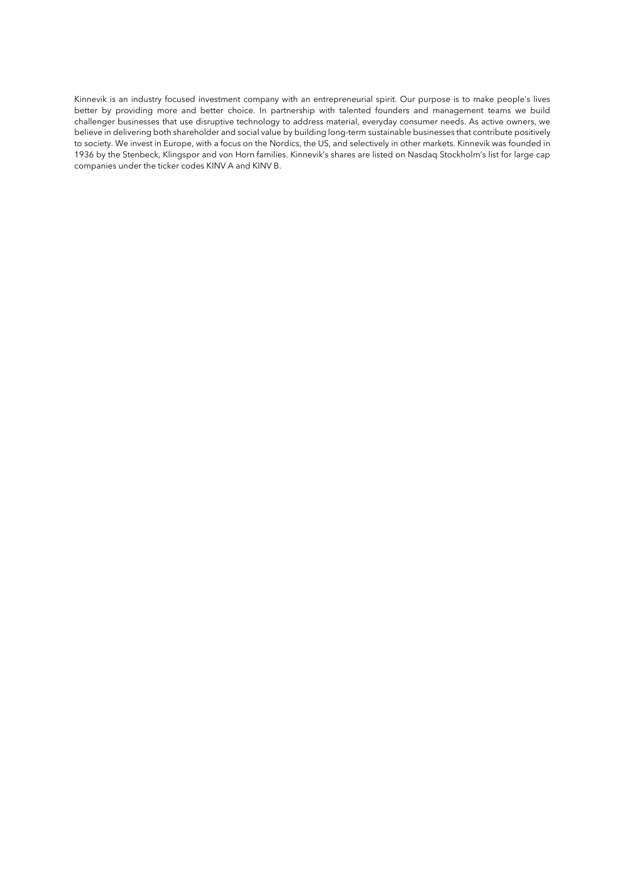Kinnevik is an industry focused investment company with an entrepreneurial spirit. Our purpose is to make people's lives better by providing more and better choice. In partnership with talented founders and management teams we build challenger businesses that use disruptive technology to address material, everyday consumer needs. As active owners, we believe in delivering both shareholder and social value by building long-term sustainable businesses that contribute positively to society. We invest in Europe, with a focus on the Nordics, the US, and selectively in other markets. Kinnevik was founded in 1936 by the Stenbeck, Klingspor and von Horn families. Kinnevik's shares are listed on Nasdaq Stockholm's list for large cap companies under the ticker codes KINV A and KINV B.